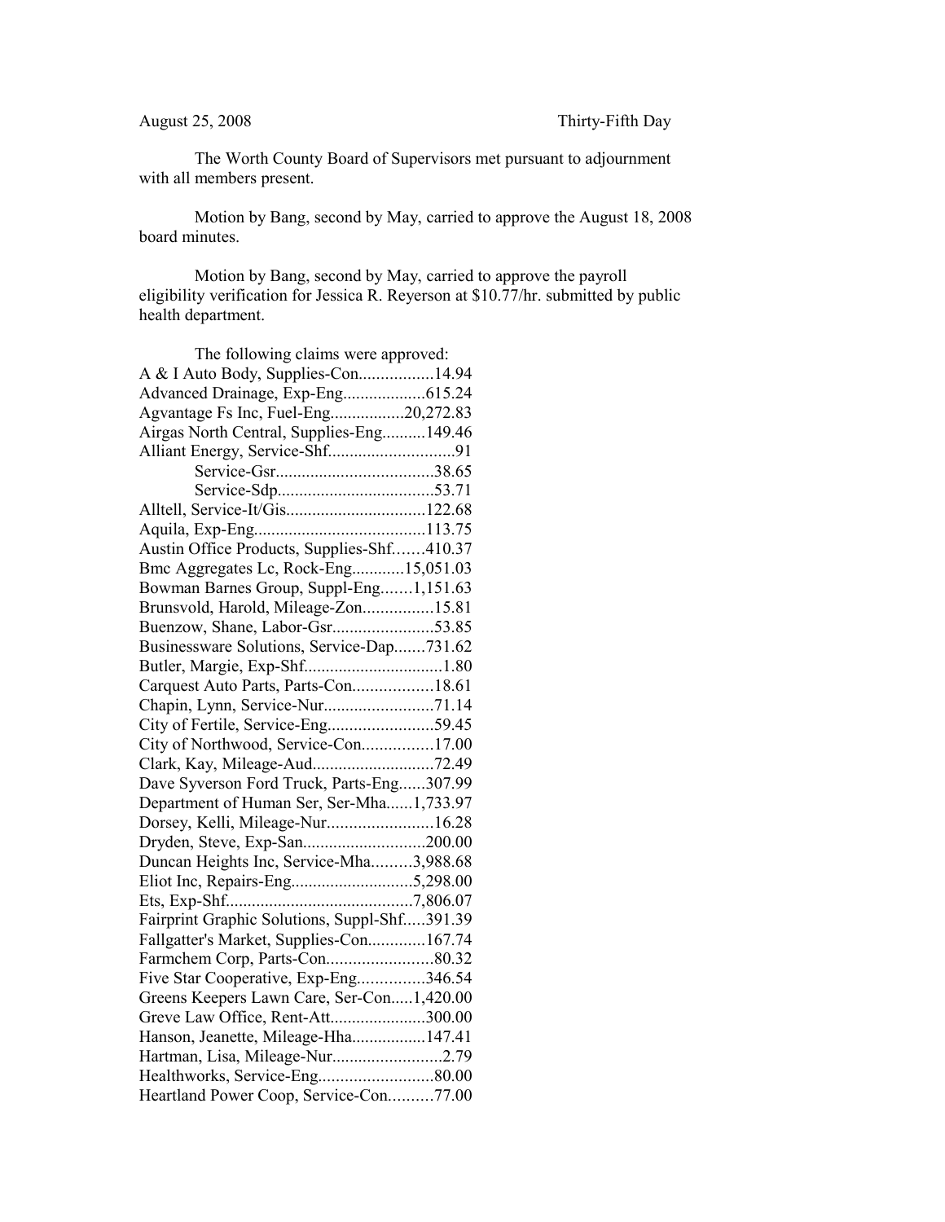August 25, 2008 Thirty-Fifth Day

The Worth County Board of Supervisors met pursuant to adjournment with all members present.

Motion by Bang, second by May, carried to approve the August 18, 2008 board minutes.

Motion by Bang, second by May, carried to approve the payroll eligibility verification for Jessica R. Reyerson at $10.77/hr. submitted by public health department.

The following claims were approved:

A & I Auto Body, Supplies-Con.................14.94
Advanced Drainage, Exp-Eng...................615.24
Agvantage Fs Inc, Fuel-Eng.................20,272.83
Airgas North Central, Supplies-Eng..........149.46
Alliant Energy, Service-Shf.............................91
Service-Gsr....................................38.65
Service-Sdp....................................53.71
Alltell, Service-It/Gis................................122.68
Aquila, Exp-Eng.......................................113.75
Austin Office Products, Supplies-Shf.......410.37
Bmc Aggregates Lc, Rock-Eng............15,051.03
Bowman Barnes Group, Suppl-Eng.......1,151.63
Brunsvold, Harold, Mileage-Zon................15.81
Buenzow, Shane, Labor-Gsr.......................53.85
Businessware Solutions, Service-Dap.......731.62
Butler, Margie, Exp-Shf................................1.80
Carquest Auto Parts, Parts-Con..................18.61
Chapin, Lynn, Service-Nur.........................71.14
City of Fertile, Service-Eng........................59.45
City of Northwood, Service-Con................17.00
Clark, Kay, Mileage-Aud............................72.49
Dave Syverson Ford Truck, Parts-Eng......307.99
Department of Human Ser, Ser-Mha......1,733.97
Dorsey, Kelli, Mileage-Nur........................16.28
Dryden, Steve, Exp-San............................200.00
Duncan Heights Inc, Service-Mha.........3,988.68
Eliot Inc, Repairs-Eng............................5,298.00
Ets, Exp-Shf...........................................7,806.07
Fairprint Graphic Solutions, Suppl-Shf.....391.39
Fallgatter's Market, Supplies-Con.............167.74
Farmchem Corp, Parts-Con........................80.32
Five Star Cooperative, Exp-Eng...............346.54
Greens Keepers Lawn Care, Ser-Con.....1,420.00
Greve Law Office, Rent-Att......................300.00
Hanson, Jeanette, Mileage-Hha.................147.41
Hartman, Lisa, Mileage-Nur.........................2.79
Healthworks, Service-Eng..........................80.00
Heartland Power Coop, Service-Con..........77.00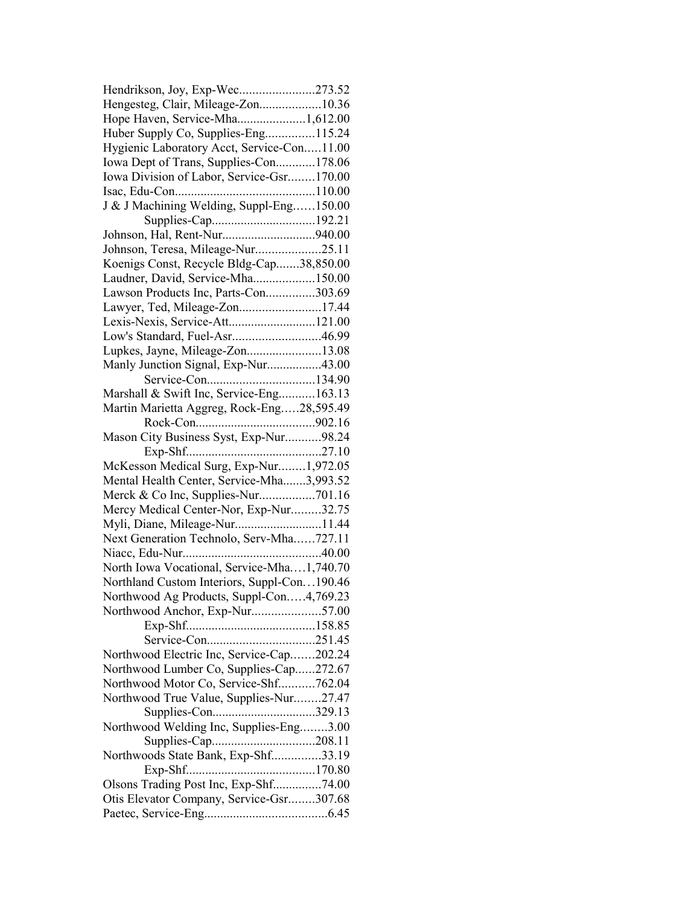Hendrikson, Joy, Exp-Wec.......................273.52
Hengesteg, Clair, Mileage-Zon...................10.36
Hope Haven, Service-Mha.....................1,612.00
Huber Supply Co, Supplies-Eng...............115.24
Hygienic Laboratory Acct, Service-Con.....11.00
Iowa Dept of Trans, Supplies-Con............178.06
Iowa Division of Labor, Service-Gsr........170.00
Isac, Edu-Con...........................................110.00
J & J Machining Welding, Suppl-Eng……150.00
Supplies-Cap................................192.21
Johnson, Hal, Rent-Nur............................940.00
Johnson, Teresa, Mileage-Nur....................25.11
Koenigs Const, Recycle Bldg-Cap.......38,850.00
Laudner, David, Service-Mha...................150.00
Lawson Products Inc, Parts-Con...............303.69
Lawyer, Ted, Mileage-Zon.........................17.44
Lexis-Nexis, Service-Att...........................121.00
Low's Standard, Fuel-Asr...........................46.99
Lupkes, Jayne, Mileage-Zon.......................13.08
Manly Junction Signal, Exp-Nur.................43.00
Service-Con.................................134.90
Marshall & Swift Inc, Service-Eng...........163.13
Martin Marietta Aggreg, Rock-Eng…..28,595.49
Rock-Con....................................902.16
Mason City Business Syst, Exp-Nur...........98.24
Exp-Shf.........................................27.10
McKesson Medical Surg, Exp-Nur........1,972.05
Mental Health Center, Service-Mha.......3,993.52
Merck & Co Inc, Supplies-Nur.................701.16
Mercy Medical Center-Nor, Exp-Nur.........32.75
Myli, Diane, Mileage-Nur...........................11.44
Next Generation Technolo, Serv-Mha……727.11
Niacc, Edu-Nur..........................................40.00
North Iowa Vocational, Service-Mha.…1,740.70
Northland Custom Interiors, Suppl-Con…190.46
Northwood Ag Products, Suppl-Con…..4,769.23
Northwood Anchor, Exp-Nur.....................57.00
Exp-Shf.......................................158.85
Service-Con.................................251.45
Northwood Electric Inc, Service-Cap…….202.24
Northwood Lumber Co, Supplies-Cap......272.67
Northwood Motor Co, Service-Shf...........762.04
Northwood True Value, Supplies-Nur........27.47
Supplies-Con...............................329.13
Northwood Welding Inc, Supplies-Eng........3.00
Supplies-Cap................................208.11
Northwoods State Bank, Exp-Shf...............33.19
Exp-Shf.......................................170.80
Olsons Trading Post Inc, Exp-Shf...............74.00
Otis Elevator Company, Service-Gsr........307.68
Paetec, Service-Eng.....................................6.45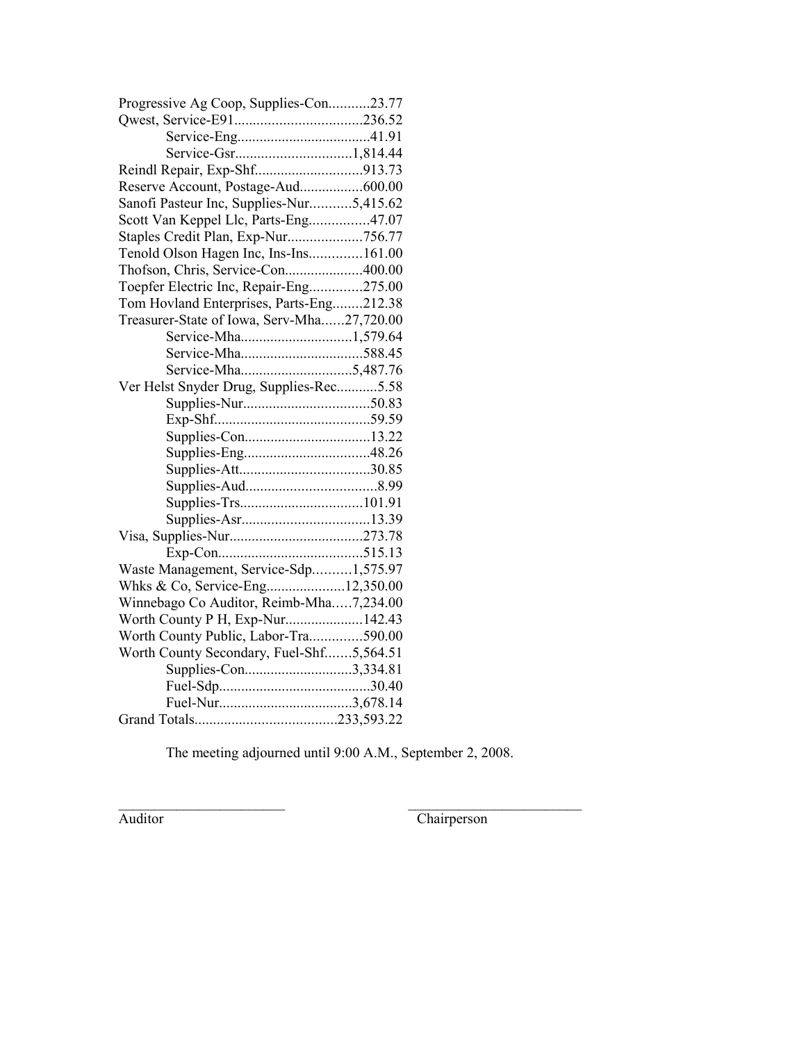Progressive Ag Coop, Supplies-Con...........23.77
Qwest, Service-E91..................................236.52
Service-Eng...................................41.91
Service-Gsr...............................1,814.44
Reindl Repair, Exp-Shf............................913.73
Reserve Account, Postage-Aud.................600.00
Sanofi Pasteur Inc, Supplies-Nur...........5,415.62
Scott Van Keppel Llc, Parts-Eng................47.07
Staples Credit Plan, Exp-Nur....................756.77
Tenold Olson Hagen Inc, Ins-Ins..............161.00
Thofson, Chris, Service-Con.....................400.00
Toepfer Electric Inc, Repair-Eng..............275.00
Tom Hovland Enterprises, Parts-Eng........212.38
Treasurer-State of Iowa, Serv-Mha......27,720.00
Service-Mha..............................1,579.64
Service-Mha.................................588.45
Service-Mha..............................5,487.76
Ver Helst Snyder Drug, Supplies-Rec...........5.58
Supplies-Nur..................................50.83
Exp-Shf..........................................59.59
Supplies-Con..................................13.22
Supplies-Eng..................................48.26
Supplies-Att...................................30.85
Supplies-Aud...................................8.99
Supplies-Trs.................................101.91
Supplies-Asr..................................13.39
Visa, Supplies-Nur...................................273.78
Exp-Con.......................................515.13
Waste Management, Service-Sdp..........1,575.97
Whks & Co, Service-Eng.....................12,350.00
Winnebago Co Auditor, Reimb-Mha.....7,234.00
Worth County P H, Exp-Nur.....................142.43
Worth County Public, Labor-Tra..............590.00
Worth County Secondary, Fuel-Shf.......5,564.51
Supplies-Con.............................3,334.81
Fuel-Sdp........................................30.40
Fuel-Nur....................................3,678.14
Grand Totals......................................233,593.22

The meeting adjourned until 9:00 A.M., September 2, 2008.

________________________ ________________________
Auditor Chairperson